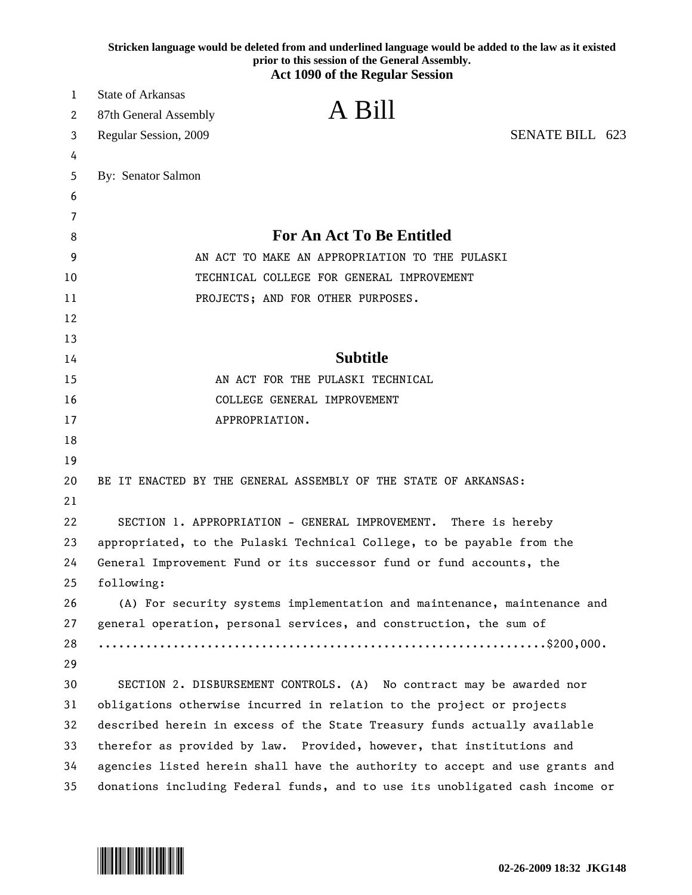**Stricken language would be deleted from and underlined language would be added to the law as it existed prior to this session of the General Assembly.**

**Act 1090 of the Regular Session**

State of Arkansas
87th General Assembly
Regular Session, 2009

# A Bill

SENATE BILL 623

By: Senator Salmon

## For An Act To Be Entitled

AN ACT TO MAKE AN APPROPRIATION TO THE PULASKI TECHNICAL COLLEGE FOR GENERAL IMPROVEMENT PROJECTS; AND FOR OTHER PURPOSES.

## Subtitle

AN ACT FOR THE PULASKI TECHNICAL COLLEGE GENERAL IMPROVEMENT APPROPRIATION.

BE IT ENACTED BY THE GENERAL ASSEMBLY OF THE STATE OF ARKANSAS:

SECTION 1. APPROPRIATION - GENERAL IMPROVEMENT. There is hereby appropriated, to the Pulaski Technical College, to be payable from the General Improvement Fund or its successor fund or fund accounts, the following:

(A) For security systems implementation and maintenance, maintenance and general operation, personal services, and construction, the sum of ..............................................................$200,000.

SECTION 2. DISBURSEMENT CONTROLS. (A) No contract may be awarded nor obligations otherwise incurred in relation to the project or projects described herein in excess of the State Treasury funds actually available therefor as provided by law. Provided, however, that institutions and agencies listed herein shall have the authority to accept and use grants and donations including Federal funds, and to use its unobligated cash income or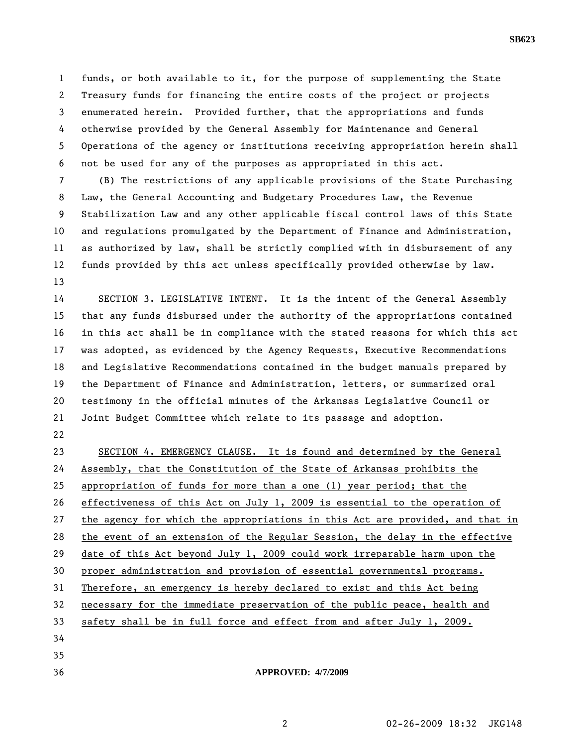funds, or both available to it, for the purpose of supplementing the State Treasury funds for financing the entire costs of the project or projects enumerated herein. Provided further, that the appropriations and funds otherwise provided by the General Assembly for Maintenance and General Operations of the agency or institutions receiving appropriation herein shall not be used for any of the purposes as appropriated in this act.

(B) The restrictions of any applicable provisions of the State Purchasing Law, the General Accounting and Budgetary Procedures Law, the Revenue Stabilization Law and any other applicable fiscal control laws of this State and regulations promulgated by the Department of Finance and Administration, as authorized by law, shall be strictly complied with in disbursement of any funds provided by this act unless specifically provided otherwise by law.

SECTION 3. LEGISLATIVE INTENT. It is the intent of the General Assembly that any funds disbursed under the authority of the appropriations contained in this act shall be in compliance with the stated reasons for which this act was adopted, as evidenced by the Agency Requests, Executive Recommendations and Legislative Recommendations contained in the budget manuals prepared by the Department of Finance and Administration, letters, or summarized oral testimony in the official minutes of the Arkansas Legislative Council or Joint Budget Committee which relate to its passage and adoption.

SECTION 4. EMERGENCY CLAUSE. It is found and determined by the General Assembly, that the Constitution of the State of Arkansas prohibits the appropriation of funds for more than a one (1) year period; that the effectiveness of this Act on July 1, 2009 is essential to the operation of the agency for which the appropriations in this Act are provided, and that in the event of an extension of the Regular Session, the delay in the effective date of this Act beyond July 1, 2009 could work irreparable harm upon the proper administration and provision of essential governmental programs. Therefore, an emergency is hereby declared to exist and this Act being necessary for the immediate preservation of the public peace, health and safety shall be in full force and effect from and after July 1, 2009.

**APPROVED: 4/7/2009**